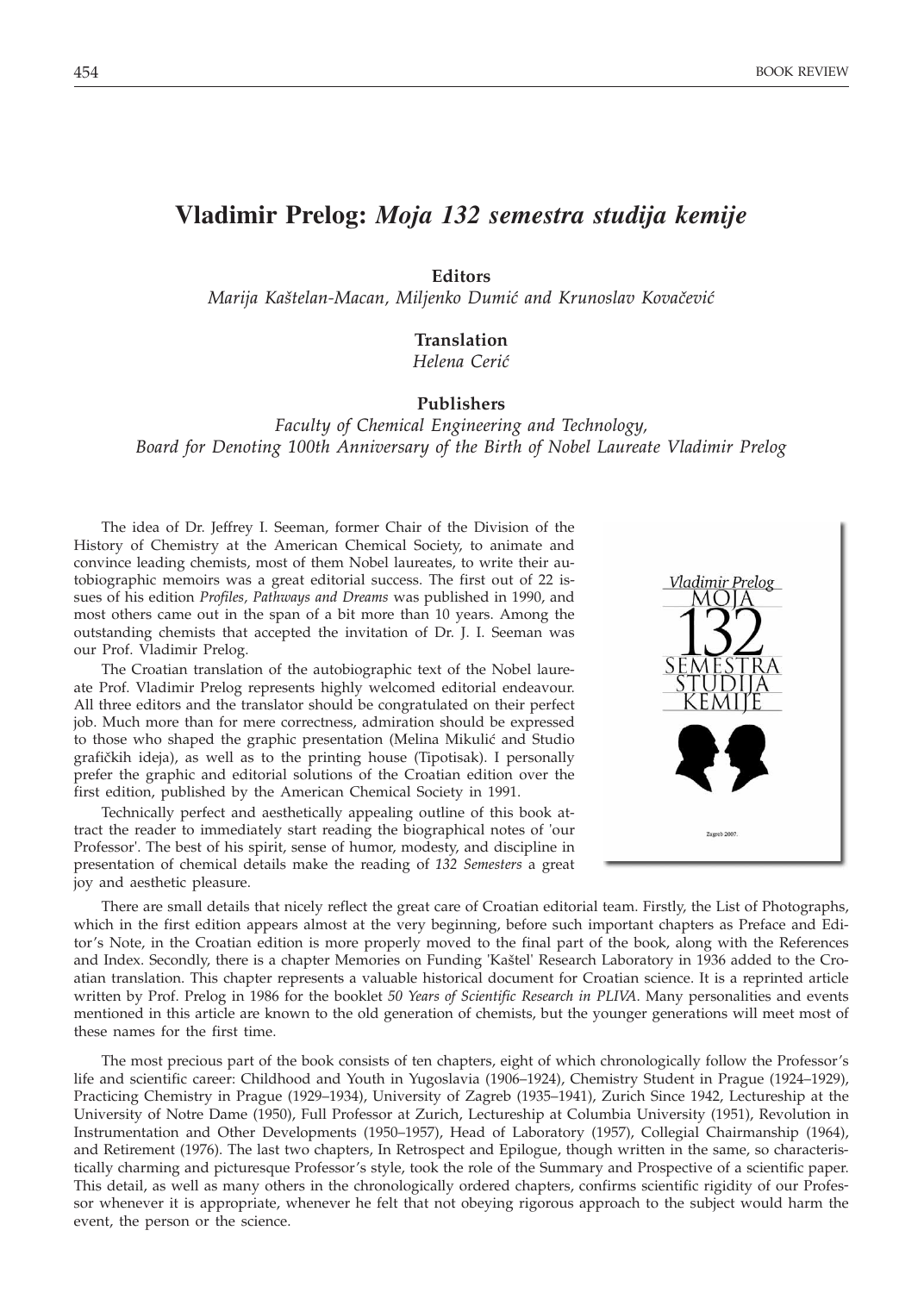# Vladimir Prelog: *Moja 132 semestra studija kemije*

**Editors**

*Marija Kaštelan-Macan, Miljenko Dumić and Krunoslav Kovačević*

**Translation**

*Helena Cerić*

**Publishers**

*Faculty of Chemical Engineering and Technology,*
*Board for Denoting 100th Anniversary of the Birth of Nobel Laureate Vladimir Prelog*

The idea of Dr. Jeffrey I. Seeman, former Chair of the Division of the History of Chemistry at the American Chemical Society, to animate and convince leading chemists, most of them Nobel laureates, to write their autobiographic memoirs was a great editorial success. The first out of 22 issues of his edition *Profiles, Pathways and Dreams* was published in 1990, and most others came out in the span of a bit more than 10 years. Among the outstanding chemists that accepted the invitation of Dr. J. I. Seeman was our Prof. Vladimir Prelog.

The Croatian translation of the autobiographic text of the Nobel laureate Prof. Vladimir Prelog represents highly welcomed editorial endeavour. All three editors and the translator should be congratulated on their perfect job. Much more than for mere correctness, admiration should be expressed to those who shaped the graphic presentation (Melina Mikulić and Studio grafičkih ideja), as well as to the printing house (Tipotisak). I personally prefer the graphic and editorial solutions of the Croatian edition over the first edition, published by the American Chemical Society in 1991.

Technically perfect and aesthetically appealing outline of this book attract the reader to immediately start reading the biographical notes of 'our Professor'. The best of his spirit, sense of humor, modesty, and discipline in presentation of chemical details make the reading of *132 Semesters* a great joy and aesthetic pleasure.

There are small details that nicely reflect the great care of Croatian editorial team. Firstly, the List of Photographs, which in the first edition appears almost at the very beginning, before such important chapters as Preface and Editor's Note, in the Croatian edition is more properly moved to the final part of the book, along with the References and Index. Secondly, there is a chapter Memories on Funding 'Kaštel' Research Laboratory in 1936 added to the Croatian translation. This chapter represents a valuable historical document for Croatian science. It is a reprinted article written by Prof. Prelog in 1986 for the booklet *50 Years of Scientific Research in PLIVA*. Many personalities and events mentioned in this article are known to the old generation of chemists, but the younger generations will meet most of these names for the first time.

The most precious part of the book consists of ten chapters, eight of which chronologically follow the Professor's life and scientific career: Childhood and Youth in Yugoslavia (1906–1924), Chemistry Student in Prague (1924–1929), Practicing Chemistry in Prague (1929–1934), University of Zagreb (1935–1941), Zurich Since 1942, Lectureship at the University of Notre Dame (1950), Full Professor at Zurich, Lectureship at Columbia University (1951), Revolution in Instrumentation and Other Developments (1950–1957), Head of Laboratory (1957), Collegial Chairmanship (1964), and Retirement (1976). The last two chapters, In Retrospect and Epilogue, though written in the same, so characteristically charming and picturesque Professor's style, took the role of the Summary and Prospective of a scientific paper. This detail, as well as many others in the chronologically ordered chapters, confirms scientific rigidity of our Professor whenever it is appropriate, whenever he felt that not obeying rigorous approach to the subject would harm the event, the person or the science.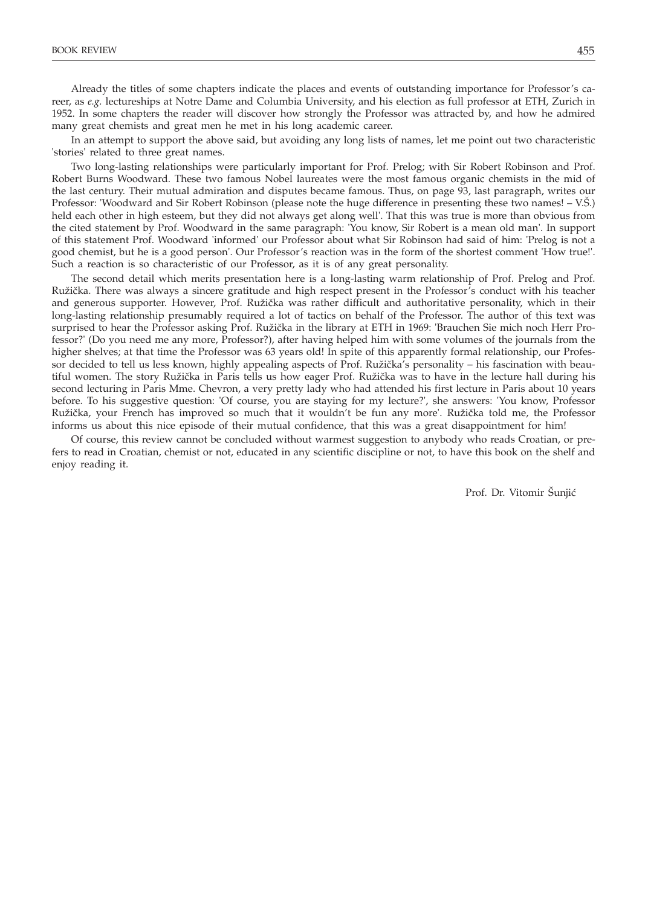Already the titles of some chapters indicate the places and events of outstanding importance for Professor's career, as *e.g.* lectureships at Notre Dame and Columbia University, and his election as full professor at ETH, Zurich in 1952. In some chapters the reader will discover how strongly the Professor was attracted by, and how he admired many great chemists and great men he met in his long academic career.

In an attempt to support the above said, but avoiding any long lists of names, let me point out two characteristic 'stories' related to three great names.

Two long-lasting relationships were particularly important for Prof. Prelog; with Sir Robert Robinson and Prof. Robert Burns Woodward. These two famous Nobel laureates were the most famous organic chemists in the mid of the last century. Their mutual admiration and disputes became famous. Thus, on page 93, last paragraph, writes our Professor: 'Woodward and Sir Robert Robinson (please note the huge difference in presenting these two names! – V.Š.) held each other in high esteem, but they did not always get along well'. That this was true is more than obvious from the cited statement by Prof. Woodward in the same paragraph: 'You know, Sir Robert is a mean old man'. In support of this statement Prof. Woodward 'informed' our Professor about what Sir Robinson had said of him: 'Prelog is not a good chemist, but he is a good person'. Our Professor's reaction was in the form of the shortest comment 'How true!'. Such a reaction is so characteristic of our Professor, as it is of any great personality.

The second detail which merits presentation here is a long-lasting warm relationship of Prof. Prelog and Prof. Ružička. There was always a sincere gratitude and high respect present in the Professor's conduct with his teacher and generous supporter. However, Prof. Ružička was rather difficult and authoritative personality, which in their long-lasting relationship presumably required a lot of tactics on behalf of the Professor. The author of this text was surprised to hear the Professor asking Prof. Ružička in the library at ETH in 1969: 'Brauchen Sie mich noch Herr Professor?' (Do you need me any more, Professor?), after having helped him with some volumes of the journals from the higher shelves; at that time the Professor was 63 years old! In spite of this apparently formal relationship, our Professor decided to tell us less known, highly appealing aspects of Prof. Ružička's personality – his fascination with beautiful women. The story Ružička in Paris tells us how eager Prof. Ružička was to have in the lecture hall during his second lecturing in Paris Mme. Chevron, a very pretty lady who had attended his first lecture in Paris about 10 years before. To his suggestive question: 'Of course, you are staying for my lecture?', she answers: 'You know, Professor Ružička, your French has improved so much that it wouldn't be fun any more'. Ružička told me, the Professor informs us about this nice episode of their mutual confidence, that this was a great disappointment for him!

Of course, this review cannot be concluded without warmest suggestion to anybody who reads Croatian, or prefers to read in Croatian, chemist or not, educated in any scientific discipline or not, to have this book on the shelf and enjoy reading it.

Prof. Dr. Vitomir Šunjić